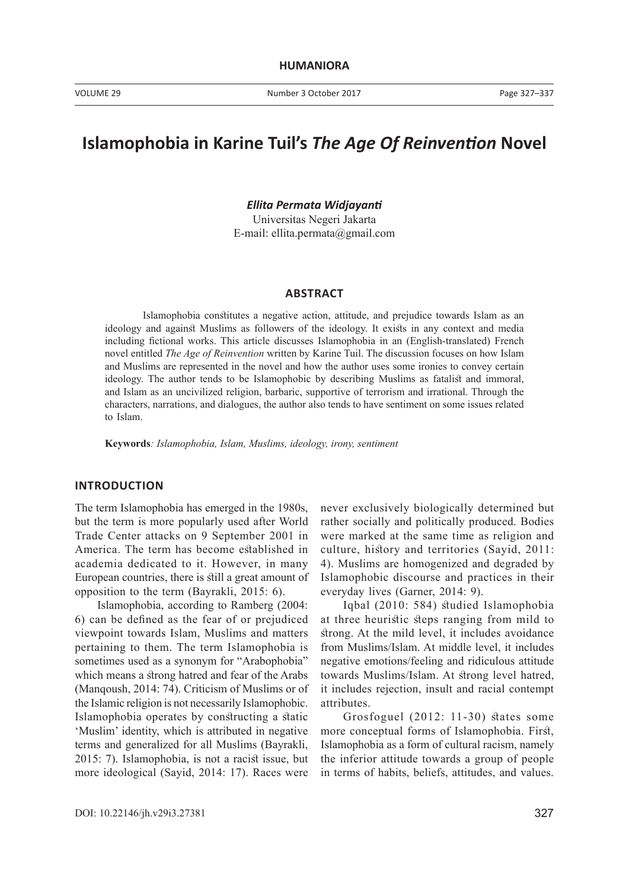# Islamophobia in Karine Tuil's *The Age Of Reinvention* Novel

***Ellita Permata Widjayanti***
Universitas Negeri Jakarta
E-mail: ellita.permata@gmail.com

## ABSTRACT

Islamophobia constitutes a negative action, attitude, and prejudice towards Islam as an ideology and against Muslims as followers of the ideology. It exists in any context and media including fictional works. This article discusses Islamophobia in an (English-translated) French novel entitled *The Age of Reinvention* written by Karine Tuil. The discussion focuses on how Islam and Muslims are represented in the novel and how the author uses some ironies to convey certain ideology. The author tends to be Islamophobic by describing Muslims as fatalist and immoral, and Islam as an uncivilized religion, barbaric, supportive of terrorism and irrational. Through the characters, narrations, and dialogues, the author also tends to have sentiment on some issues related to Islam.

**Keywords***: Islamophobia, Islam, Muslims, ideology, irony, sentiment*

## INTRODUCTION

The term Islamophobia has emerged in the 1980s, but the term is more popularly used after World Trade Center attacks on 9 September 2001 in America. The term has become established in academia dedicated to it. However, in many European countries, there is still a great amount of opposition to the term (Bayrakli, 2015: 6).

Islamophobia, according to Ramberg (2004: 6) can be defined as the fear of or prejudiced viewpoint towards Islam, Muslims and matters pertaining to them. The term Islamophobia is sometimes used as a synonym for "Arabophobia" which means a strong hatred and fear of the Arabs (Manqoush, 2014: 74). Criticism of Muslims or of the Islamic religion is not necessarily Islamophobic. Islamophobia operates by constructing a static 'Muslim' identity, which is attributed in negative terms and generalized for all Muslims (Bayrakli, 2015: 7). Islamophobia, is not a racist issue, but more ideological (Sayid, 2014: 17). Races were never exclusively biologically determined but rather socially and politically produced. Bodies were marked at the same time as religion and culture, history and territories (Sayid, 2011: 4). Muslims are homogenized and degraded by Islamophobic discourse and practices in their everyday lives (Garner, 2014: 9).

Iqbal (2010: 584) studied Islamophobia at three heuristic steps ranging from mild to strong. At the mild level, it includes avoidance from Muslims/Islam. At middle level, it includes negative emotions/feeling and ridiculous attitude towards Muslims/Islam. At strong level hatred, it includes rejection, insult and racial contempt attributes.

Grosfoguel (2012: 11-30) states some more conceptual forms of Islamophobia. First, Islamophobia as a form of cultural racism, namely the inferior attitude towards a group of people in terms of habits, beliefs, attitudes, and values.

DOI: 10.22146/jh.v29i3.27381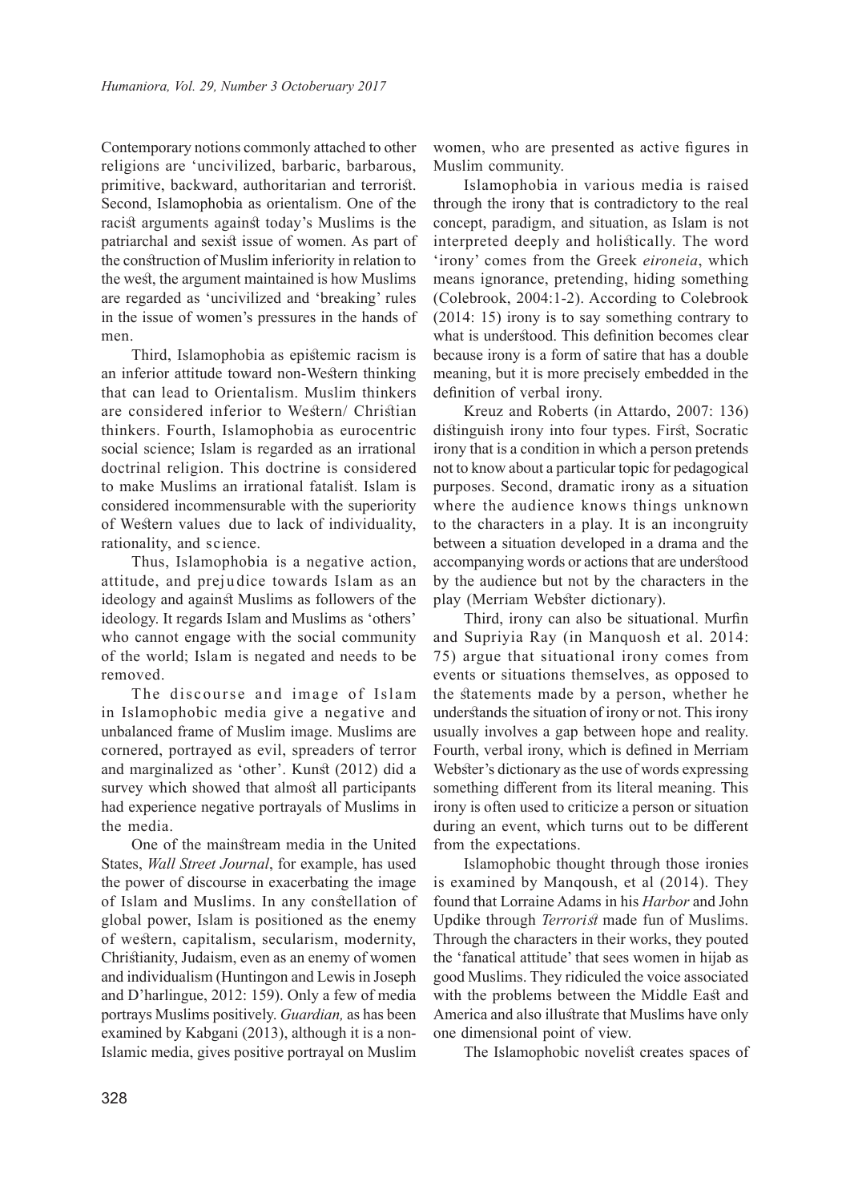Contemporary notions commonly attached to other religions are 'uncivilized, barbaric, barbarous, primitive, backward, authoritarian and terrorist. Second, Islamophobia as orientalism. One of the racist arguments against today's Muslims is the patriarchal and sexist issue of women. As part of the construction of Muslim inferiority in relation to the west, the argument maintained is how Muslims are regarded as 'uncivilized and 'breaking' rules in the issue of women's pressures in the hands of men.

Third, Islamophobia as epistemic racism is an inferior attitude toward non-Western thinking that can lead to Orientalism. Muslim thinkers are considered inferior to Western/ Christian thinkers. Fourth, Islamophobia as eurocentric social science; Islam is regarded as an irrational doctrinal religion. This doctrine is considered to make Muslims an irrational fatalist. Islam is considered incommensurable with the superiority of Western values due to lack of individuality, rationality, and science.

Thus, Islamophobia is a negative action, attitude, and prejudice towards Islam as an ideology and against Muslims as followers of the ideology. It regards Islam and Muslims as 'others' who cannot engage with the social community of the world; Islam is negated and needs to be removed.

The discourse and image of Islam in Islamophobic media give a negative and unbalanced frame of Muslim image. Muslims are cornered, portrayed as evil, spreaders of terror and marginalized as 'other'. Kunst (2012) did a survey which showed that almost all participants had experience negative portrayals of Muslims in the media.

One of the mainstream media in the United States, *Wall Street Journal*, for example, has used the power of discourse in exacerbating the image of Islam and Muslims. In any constellation of global power, Islam is positioned as the enemy of western, capitalism, secularism, modernity, Christianity, Judaism, even as an enemy of women and individualism (Huntingon and Lewis in Joseph and D'harlingue, 2012: 159). Only a few of media portrays Muslims positively. *Guardian,* as has been examined by Kabgani (2013), although it is a non-Islamic media, gives positive portrayal on Muslim women, who are presented as active figures in Muslim community.

Islamophobia in various media is raised through the irony that is contradictory to the real concept, paradigm, and situation, as Islam is not interpreted deeply and holistically. The word 'irony' comes from the Greek *eironeia*, which means ignorance, pretending, hiding something (Colebrook, 2004:1-2). According to Colebrook (2014: 15) irony is to say something contrary to what is understood. This definition becomes clear because irony is a form of satire that has a double meaning, but it is more precisely embedded in the definition of verbal irony.

Kreuz and Roberts (in Attardo, 2007: 136) distinguish irony into four types. First, Socratic irony that is a condition in which a person pretends not to know about a particular topic for pedagogical purposes. Second, dramatic irony as a situation where the audience knows things unknown to the characters in a play. It is an incongruity between a situation developed in a drama and the accompanying words or actions that are understood by the audience but not by the characters in the play (Merriam Webster dictionary).

Third, irony can also be situational. Murfin and Supriyia Ray (in Manquosh et al. 2014: 75) argue that situational irony comes from events or situations themselves, as opposed to the statements made by a person, whether he understands the situation of irony or not. This irony usually involves a gap between hope and reality. Fourth, verbal irony, which is defined in Merriam Webster's dictionary as the use of words expressing something different from its literal meaning. This irony is often used to criticize a person or situation during an event, which turns out to be different from the expectations.

Islamophobic thought through those ironies is examined by Manqoush, et al (2014). They found that Lorraine Adams in his *Harbor* and John Updike through *Terrorist* made fun of Muslims. Through the characters in their works, they pouted the 'fanatical attitude' that sees women in hijab as good Muslims. They ridiculed the voice associated with the problems between the Middle East and America and also illustrate that Muslims have only one dimensional point of view.

The Islamophobic novelist creates spaces of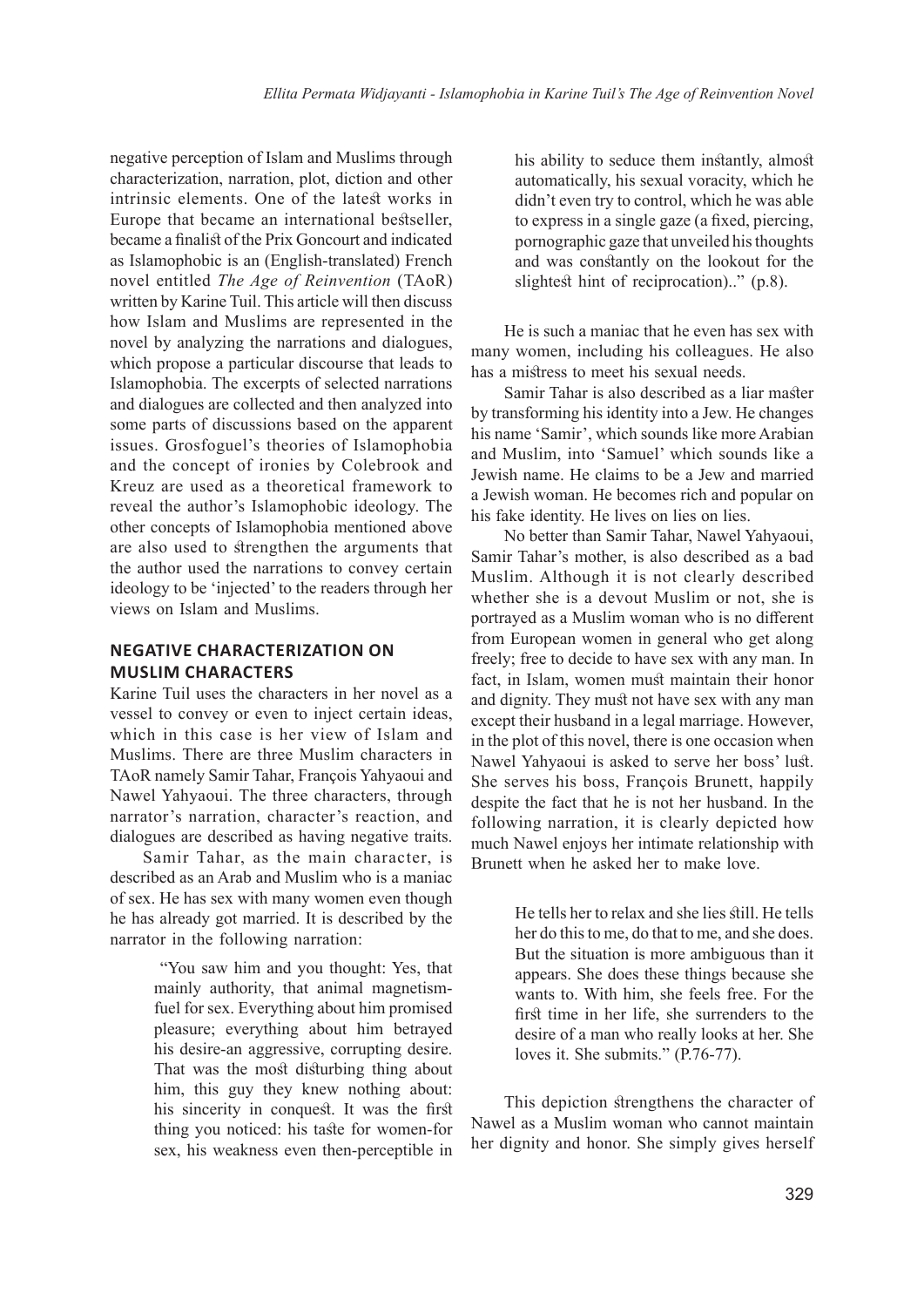negative perception of Islam and Muslims through characterization, narration, plot, diction and other intrinsic elements. One of the latest works in Europe that became an international bestseller, became a finalist of the Prix Goncourt and indicated as Islamophobic is an (English-translated) French novel entitled *The Age of Reinvention* (TAoR) written by Karine Tuil. This article will then discuss how Islam and Muslims are represented in the novel by analyzing the narrations and dialogues, which propose a particular discourse that leads to Islamophobia. The excerpts of selected narrations and dialogues are collected and then analyzed into some parts of discussions based on the apparent issues. Grosfoguel's theories of Islamophobia and the concept of ironies by Colebrook and Kreuz are used as a theoretical framework to reveal the author's Islamophobic ideology. The other concepts of Islamophobia mentioned above are also used to strengthen the arguments that the author used the narrations to convey certain ideology to be 'injected' to the readers through her views on Islam and Muslims.

## NEGATIVE CHARACTERIZATION ON MUSLIM CHARACTERS

Karine Tuil uses the characters in her novel as a vessel to convey or even to inject certain ideas, which in this case is her view of Islam and Muslims. There are three Muslim characters in TAoR namely Samir Tahar, François Yahyaoui and Nawel Yahyaoui. The three characters, through narrator's narration, character's reaction, and dialogues are described as having negative traits.

Samir Tahar, as the main character, is described as an Arab and Muslim who is a maniac of sex. He has sex with many women even though he has already got married. It is described by the narrator in the following narration:

> "You saw him and you thought: Yes, that mainly authority, that animal magnetism-fuel for sex. Everything about him promised pleasure; everything about him betrayed his desire-an aggressive, corrupting desire. That was the most disturbing thing about him, this guy they knew nothing about: his sincerity in conquest. It was the first thing you noticed: his taste for women-for sex, his weakness even then-perceptible in his ability to seduce them instantly, almost automatically, his sexual voracity, which he didn't even try to control, which he was able to express in a single gaze (a fixed, piercing, pornographic gaze that unveiled his thoughts and was constantly on the lookout for the slightest hint of reciprocation).." (p.8).

He is such a maniac that he even has sex with many women, including his colleagues. He also has a mistress to meet his sexual needs.

Samir Tahar is also described as a liar master by transforming his identity into a Jew. He changes his name 'Samir', which sounds like more Arabian and Muslim, into 'Samuel' which sounds like a Jewish name. He claims to be a Jew and married a Jewish woman. He becomes rich and popular on his fake identity. He lives on lies on lies.

No better than Samir Tahar, Nawel Yahyaoui, Samir Tahar's mother, is also described as a bad Muslim. Although it is not clearly described whether she is a devout Muslim or not, she is portrayed as a Muslim woman who is no different from European women in general who get along freely; free to decide to have sex with any man. In fact, in Islam, women must maintain their honor and dignity. They must not have sex with any man except their husband in a legal marriage. However, in the plot of this novel, there is one occasion when Nawel Yahyaoui is asked to serve her boss' lust. She serves his boss, François Brunett, happily despite the fact that he is not her husband. In the following narration, it is clearly depicted how much Nawel enjoys her intimate relationship with Brunett when he asked her to make love.

> He tells her to relax and she lies still. He tells her do this to me, do that to me, and she does. But the situation is more ambiguous than it appears. She does these things because she wants to. With him, she feels free. For the first time in her life, she surrenders to the desire of a man who really looks at her. She loves it. She submits." (P.76-77).

This depiction strengthens the character of Nawel as a Muslim woman who cannot maintain her dignity and honor. She simply gives herself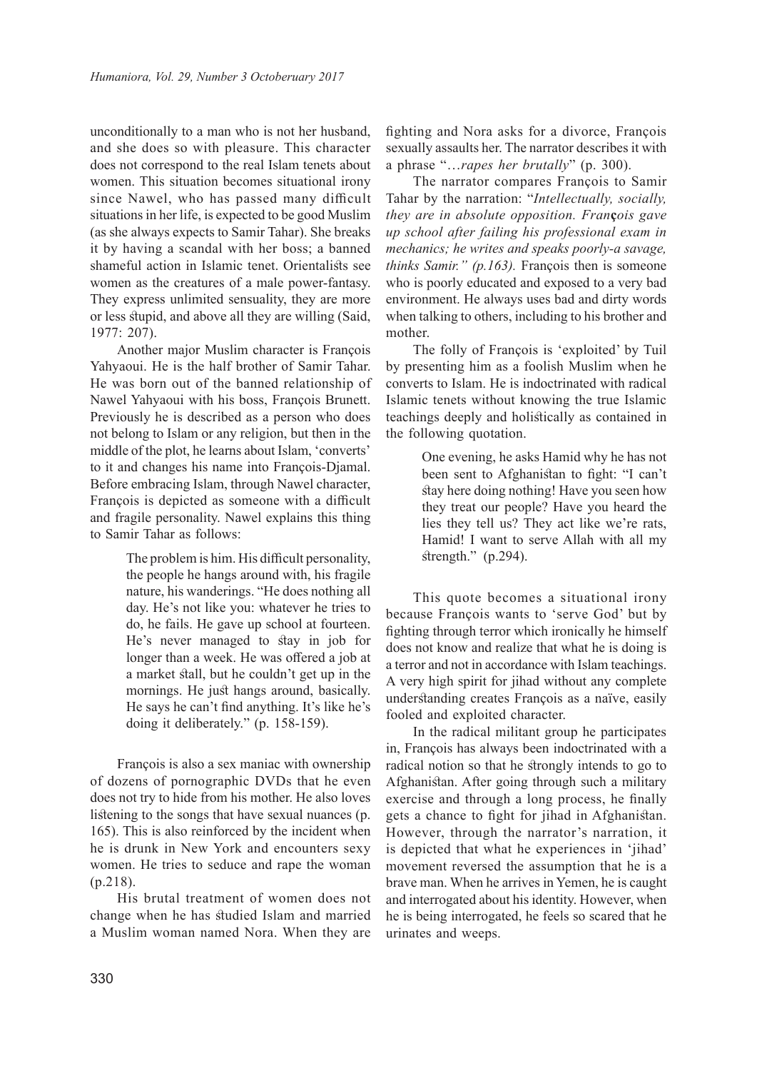unconditionally to a man who is not her husband, and she does so with pleasure. This character does not correspond to the real Islam tenets about women. This situation becomes situational irony since Nawel, who has passed many difficult situations in her life, is expected to be good Muslim (as she always expects to Samir Tahar). She breaks it by having a scandal with her boss; a banned shameful action in Islamic tenet. Orientalists see women as the creatures of a male power-fantasy. They express unlimited sensuality, they are more or less stupid, and above all they are willing (Said, 1977: 207).

Another major Muslim character is François Yahyaoui. He is the half brother of Samir Tahar. He was born out of the banned relationship of Nawel Yahyaoui with his boss, François Brunett. Previously he is described as a person who does not belong to Islam or any religion, but then in the middle of the plot, he learns about Islam, 'converts' to it and changes his name into François-Djamal. Before embracing Islam, through Nawel character, François is depicted as someone with a difficult and fragile personality. Nawel explains this thing to Samir Tahar as follows:

> The problem is him. His difficult personality, the people he hangs around with, his fragile nature, his wanderings. "He does nothing all day. He's not like you: whatever he tries to do, he fails. He gave up school at fourteen. He's never managed to stay in job for longer than a week. He was offered a job at a market stall, but he couldn't get up in the mornings. He just hangs around, basically. He says he can't find anything. It's like he's doing it deliberately." (p. 158-159).

François is also a sex maniac with ownership of dozens of pornographic DVDs that he even does not try to hide from his mother. He also loves listening to the songs that have sexual nuances (p. 165). This is also reinforced by the incident when he is drunk in New York and encounters sexy women. He tries to seduce and rape the woman (p.218).

His brutal treatment of women does not change when he has studied Islam and married a Muslim woman named Nora. When they are fighting and Nora asks for a divorce, François sexually assaults her. The narrator describes it with a phrase "*…rapes her brutally*" (p. 300).

The narrator compares François to Samir Tahar by the narration: "*Intellectually, socially, they are in absolute opposition. François gave up school after failing his professional exam in mechanics; he writes and speaks poorly-a savage, thinks Samir." (p.163).* François then is someone who is poorly educated and exposed to a very bad environment. He always uses bad and dirty words when talking to others, including to his brother and mother.

The folly of François is 'exploited' by Tuil by presenting him as a foolish Muslim when he converts to Islam. He is indoctrinated with radical Islamic tenets without knowing the true Islamic teachings deeply and holistically as contained in the following quotation.

> One evening, he asks Hamid why he has not been sent to Afghanistan to fight: "I can't stay here doing nothing! Have you seen how they treat our people? Have you heard the lies they tell us? They act like we're rats, Hamid! I want to serve Allah with all my strength." (p.294).

This quote becomes a situational irony because François wants to 'serve God' but by fighting through terror which ironically he himself does not know and realize that what he is doing is a terror and not in accordance with Islam teachings. A very high spirit for jihad without any complete understanding creates François as a naïve, easily fooled and exploited character.

In the radical militant group he participates in, François has always been indoctrinated with a radical notion so that he strongly intends to go to Afghanistan. After going through such a military exercise and through a long process, he finally gets a chance to fight for jihad in Afghanistan. However, through the narrator's narration, it is depicted that what he experiences in 'jihad' movement reversed the assumption that he is a brave man. When he arrives in Yemen, he is caught and interrogated about his identity. However, when he is being interrogated, he feels so scared that he urinates and weeps.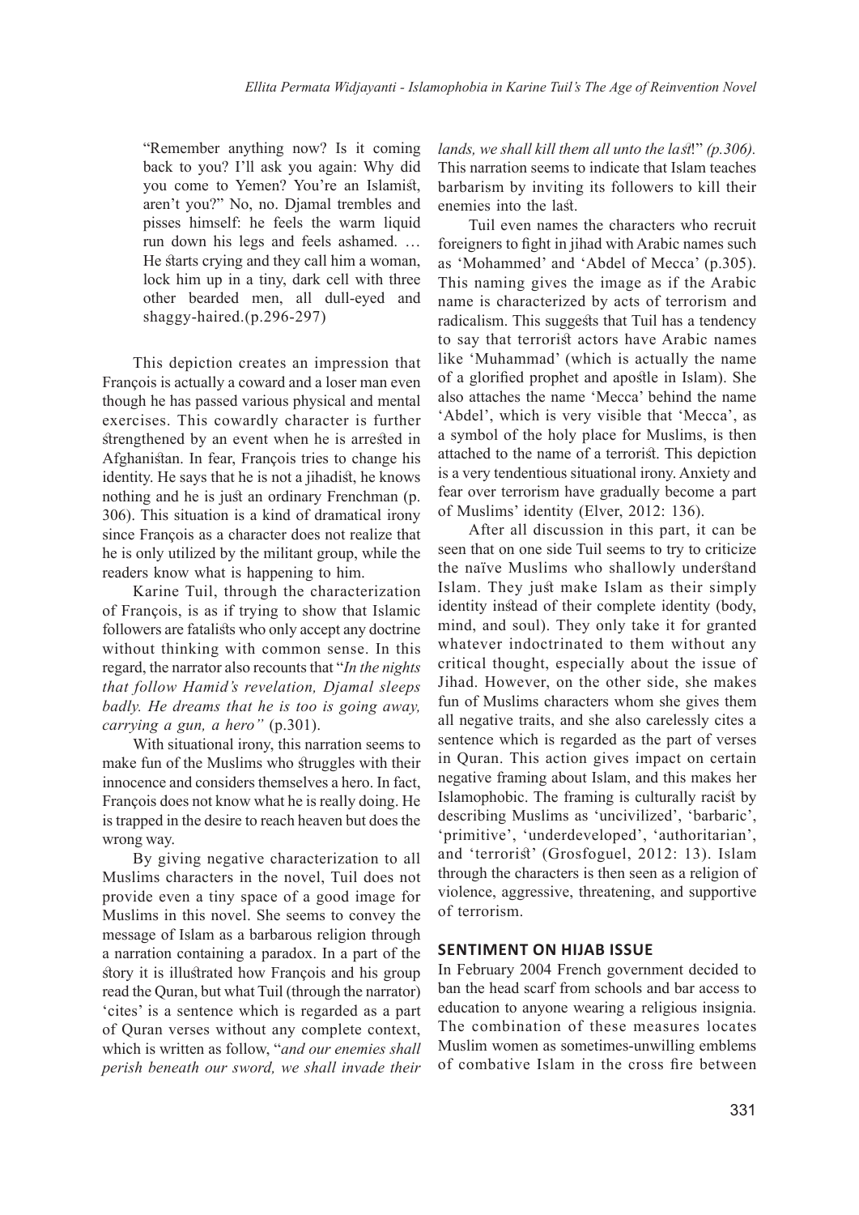> "Remember anything now? Is it coming back to you? I'll ask you again: Why did you come to Yemen? You're an Islamist, aren't you?" No, no. Djamal trembles and pisses himself: he feels the warm liquid run down his legs and feels ashamed. … He starts crying and they call him a woman, lock him up in a tiny, dark cell with three other bearded men, all dull-eyed and shaggy-haired.(p.296-297)

This depiction creates an impression that François is actually a coward and a loser man even though he has passed various physical and mental exercises. This cowardly character is further strengthened by an event when he is arrested in Afghanistan. In fear, François tries to change his identity. He says that he is not a jihadist, he knows nothing and he is just an ordinary Frenchman (p. 306). This situation is a kind of dramatical irony since François as a character does not realize that he is only utilized by the militant group, while the readers know what is happening to him.

Karine Tuil, through the characterization of François, is as if trying to show that Islamic followers are fatalists who only accept any doctrine without thinking with common sense. In this regard, the narrator also recounts that "*In the nights that follow Hamid's revelation, Djamal sleeps badly. He dreams that he is too is going away, carrying a gun, a hero"* (p.301).

With situational irony, this narration seems to make fun of the Muslims who struggles with their innocence and considers themselves a hero. In fact, François does not know what he is really doing. He is trapped in the desire to reach heaven but does the wrong way.

By giving negative characterization to all Muslims characters in the novel, Tuil does not provide even a tiny space of a good image for Muslims in this novel. She seems to convey the message of Islam as a barbarous religion through a narration containing a paradox. In a part of the story it is illustrated how François and his group read the Quran, but what Tuil (through the narrator) 'cites' is a sentence which is regarded as a part of Quran verses without any complete context, which is written as follow, "*and our enemies shall perish beneath our sword, we shall invade their lands, we shall kill them all unto the last*!" *(p.306).* This narration seems to indicate that Islam teaches barbarism by inviting its followers to kill their enemies into the last.

Tuil even names the characters who recruit foreigners to fight in jihad with Arabic names such as 'Mohammed' and 'Abdel of Mecca' (p.305). This naming gives the image as if the Arabic name is characterized by acts of terrorism and radicalism. This suggests that Tuil has a tendency to say that terrorist actors have Arabic names like 'Muhammad' (which is actually the name of a glorified prophet and apostle in Islam). She also attaches the name 'Mecca' behind the name 'Abdel', which is very visible that 'Mecca', as a symbol of the holy place for Muslims, is then attached to the name of a terrorist. This depiction is a very tendentious situational irony. Anxiety and fear over terrorism have gradually become a part of Muslims' identity (Elver, 2012: 136).

After all discussion in this part, it can be seen that on one side Tuil seems to try to criticize the naïve Muslims who shallowly understand Islam. They just make Islam as their simply identity instead of their complete identity (body, mind, and soul). They only take it for granted whatever indoctrinated to them without any critical thought, especially about the issue of Jihad. However, on the other side, she makes fun of Muslims characters whom she gives them all negative traits, and she also carelessly cites a sentence which is regarded as the part of verses in Quran. This action gives impact on certain negative framing about Islam, and this makes her Islamophobic. The framing is culturally racist by describing Muslims as 'uncivilized', 'barbaric', 'primitive', 'underdeveloped', 'authoritarian', and 'terrorist' (Grosfoguel, 2012: 13). Islam through the characters is then seen as a religion of violence, aggressive, threatening, and supportive of terrorism.

## SENTIMENT ON HIJAB ISSUE

In February 2004 French government decided to ban the head scarf from schools and bar access to education to anyone wearing a religious insignia. The combination of these measures locates Muslim women as sometimes-unwilling emblems of combative Islam in the cross fire between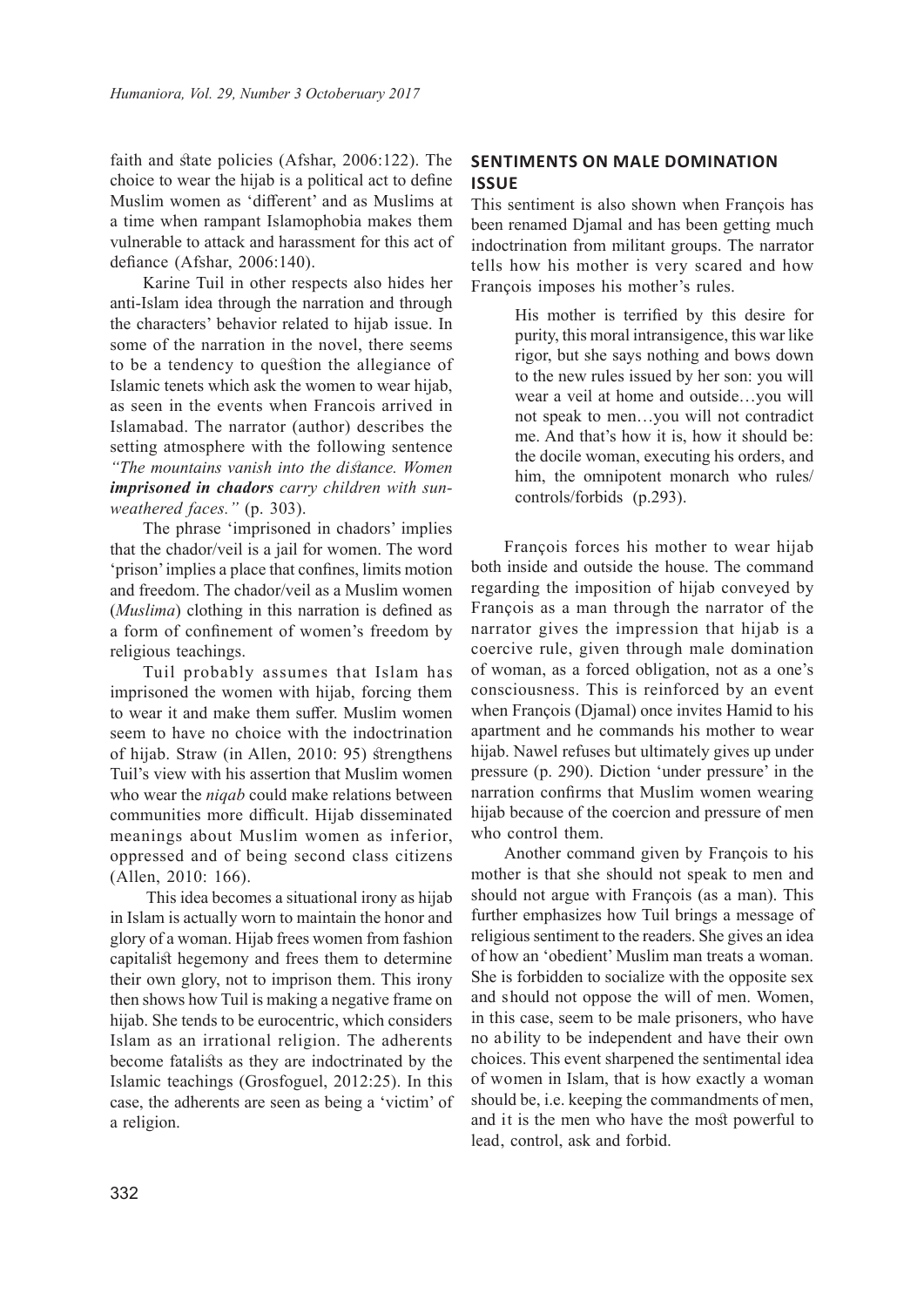faith and state policies (Afshar, 2006:122). The choice to wear the hijab is a political act to define Muslim women as 'different' and as Muslims at a time when rampant Islamophobia makes them vulnerable to attack and harassment for this act of defiance (Afshar, 2006:140).

Karine Tuil in other respects also hides her anti-Islam idea through the narration and through the characters' behavior related to hijab issue. In some of the narration in the novel, there seems to be a tendency to question the allegiance of Islamic tenets which ask the women to wear hijab, as seen in the events when Francois arrived in Islamabad. The narrator (author) describes the setting atmosphere with the following sentence *"The mountains vanish into the distance. Women* ***imprisoned in chadors*** *carry children with sun-weathered faces."* (p. 303).

The phrase 'imprisoned in chadors' implies that the chador/veil is a jail for women. The word 'prison' implies a place that confines, limits motion and freedom. The chador/veil as a Muslim women (*Muslima*) clothing in this narration is defined as a form of confinement of women's freedom by religious teachings.

Tuil probably assumes that Islam has imprisoned the women with hijab, forcing them to wear it and make them suffer. Muslim women seem to have no choice with the indoctrination of hijab. Straw (in Allen, 2010: 95) strengthens Tuil's view with his assertion that Muslim women who wear the *niqab* could make relations between communities more difficult. Hijab disseminated meanings about Muslim women as inferior, oppressed and of being second class citizens (Allen, 2010: 166).

This idea becomes a situational irony as hijab in Islam is actually worn to maintain the honor and glory of a woman. Hijab frees women from fashion capitalist hegemony and frees them to determine their own glory, not to imprison them. This irony then shows how Tuil is making a negative frame on hijab. She tends to be eurocentric, which considers Islam as an irrational religion. The adherents become fatalists as they are indoctrinated by the Islamic teachings (Grosfoguel, 2012:25). In this case, the adherents are seen as being a 'victim' of a religion.

## SENTIMENTS ON MALE DOMINATION ISSUE

This sentiment is also shown when François has been renamed Djamal and has been getting much indoctrination from militant groups. The narrator tells how his mother is very scared and how François imposes his mother's rules.

> His mother is terrified by this desire for purity, this moral intransigence, this war like rigor, but she says nothing and bows down to the new rules issued by her son: you will wear a veil at home and outside…you will not speak to men…you will not contradict me. And that's how it is, how it should be: the docile woman, executing his orders, and him, the omnipotent monarch who rules/controls/forbids (p.293).

François forces his mother to wear hijab both inside and outside the house. The command regarding the imposition of hijab conveyed by François as a man through the narrator of the narrator gives the impression that hijab is a coercive rule, given through male domination of woman, as a forced obligation, not as a one's consciousness. This is reinforced by an event when François (Djamal) once invites Hamid to his apartment and he commands his mother to wear hijab. Nawel refuses but ultimately gives up under pressure (p. 290). Diction 'under pressure' in the narration confirms that Muslim women wearing hijab because of the coercion and pressure of men who control them.

Another command given by François to his mother is that she should not speak to men and should not argue with François (as a man). This further emphasizes how Tuil brings a message of religious sentiment to the readers. She gives an idea of how an 'obedient' Muslim man treats a woman. She is forbidden to socialize with the opposite sex and should not oppose the will of men. Women, in this case, seem to be male prisoners, who have no ability to be independent and have their own choices. This event sharpened the sentimental idea of women in Islam, that is how exactly a woman should be, i.e. keeping the commandments of men, and it is the men who have the most powerful to lead, control, ask and forbid.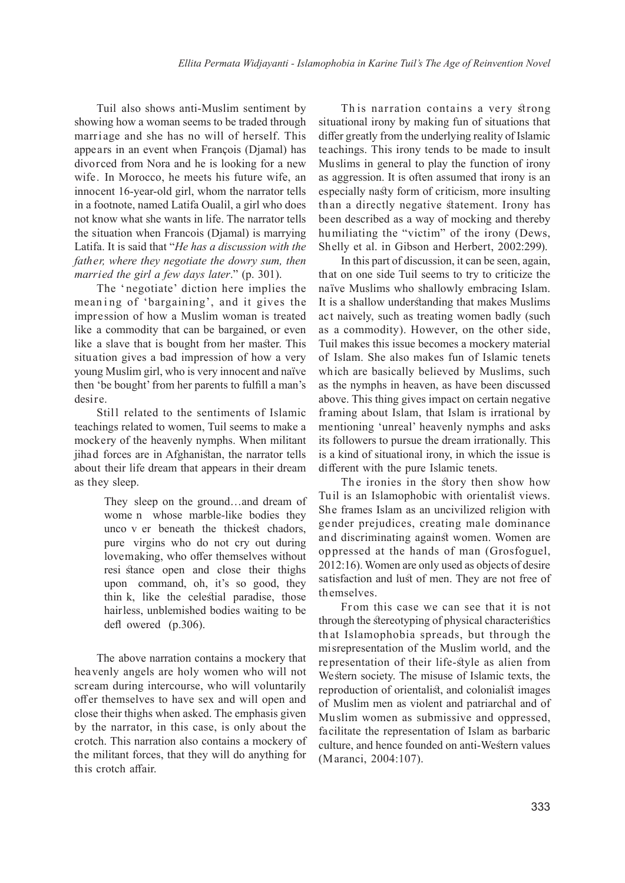Tuil also shows anti-Muslim sentiment by showing how a woman seems to be traded through marriage and she has no will of herself. This appears in an event when François (Djamal) has divorced from Nora and he is looking for a new wife. In Morocco, he meets his future wife, an innocent 16-year-old girl, whom the narrator tells in a footnote, named Latifa Oualil, a girl who does not know what she wants in life. The narrator tells the situation when Francois (Djamal) is marrying Latifa. It is said that "*He has a discussion with the father, where they negotiate the dowry sum, then married the girl a few days later*." (p. 301).

The 'negotiate' diction here implies the meaning of 'bargaining', and it gives the impression of how a Muslim woman is treated like a commodity that can be bargained, or even like a slave that is bought from her master. This situation gives a bad impression of how a very young Muslim girl, who is very innocent and naïve then 'be bought' from her parents to fulfill a man's desire.

Still related to the sentiments of Islamic teachings related to women, Tuil seems to make a mockery of the heavenly nymphs. When militant jihad forces are in Afghanistan, the narrator tells about their life dream that appears in their dream as they sleep.

> They sleep on the ground…and dream of women whose marble-like bodies they uncover beneath the thickest chadors, pure virgins who do not cry out during lovemaking, who offer themselves without resistance open and close their thighs upon command, oh, it's so good, they think, like the celestial paradise, those hairless, unblemished bodies waiting to be deflowered (p.306).

The above narration contains a mockery that heavenly angels are holy women who will not scream during intercourse, who will voluntarily offer themselves to have sex and will open and close their thighs when asked. The emphasis given by the narrator, in this case, is only about the crotch. This narration also contains a mockery of the militant forces, that they will do anything for this crotch affair.

This narration contains a very strong situational irony by making fun of situations that differ greatly from the underlying reality of Islamic teachings. This irony tends to be made to insult Muslims in general to play the function of irony as aggression. It is often assumed that irony is an especially nasty form of criticism, more insulting than a directly negative statement. Irony has been described as a way of mocking and thereby humiliating the "victim" of the irony (Dews, Shelly et al. in Gibson and Herbert, 2002:299).

In this part of discussion, it can be seen, again, that on one side Tuil seems to try to criticize the naïve Muslims who shallowly embracing Islam. It is a shallow understanding that makes Muslims act naively, such as treating women badly (such as a commodity). However, on the other side, Tuil makes this issue becomes a mockery material of Islam. She also makes fun of Islamic tenets which are basically believed by Muslims, such as the nymphs in heaven, as have been discussed above. This thing gives impact on certain negative framing about Islam, that Islam is irrational by mentioning 'unreal' heavenly nymphs and asks its followers to pursue the dream irrationally. This is a kind of situational irony, in which the issue is different with the pure Islamic tenets.

The ironies in the story then show how Tuil is an Islamophobic with orientalist views. She frames Islam as an uncivilized religion with gender prejudices, creating male dominance and discriminating against women. Women are oppressed at the hands of man (Grosfoguel, 2012:16). Women are only used as objects of desire satisfaction and lust of men. They are not free of themselves.

From this case we can see that it is not through the stereotyping of physical characteristics that Islamophobia spreads, but through the misrepresentation of the Muslim world, and the representation of their life-style as alien from Western society. The misuse of Islamic texts, the reproduction of orientalist, and colonialist images of Muslim men as violent and patriarchal and of Muslim women as submissive and oppressed, facilitate the representation of Islam as barbaric culture, and hence founded on anti-Western values (Maranci, 2004:107).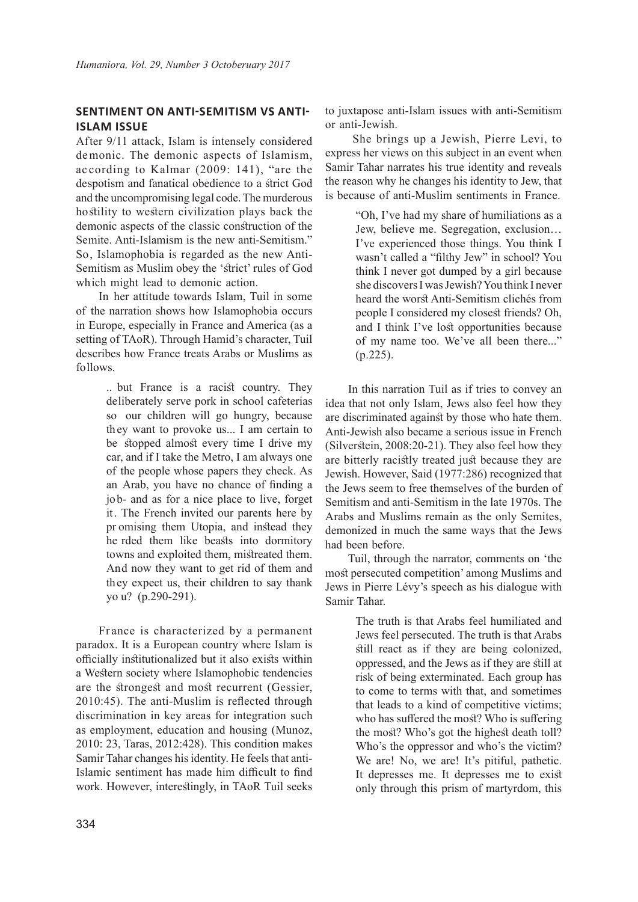## SENTIMENT ON ANTI-SEMITISM VS ANTI-ISLAM ISSUE

After 9/11 attack, Islam is intensely considered demonic. The demonic aspects of Islamism, according to Kalmar (2009: 141), "are the despotism and fanatical obedience to a strict God and the uncompromising legal code. The murderous hostility to western civilization plays back the demonic aspects of the classic construction of the Semite. Anti-Islamism is the new anti-Semitism." So, Islamophobia is regarded as the new Anti-Semitism as Muslim obey the 'strict' rules of God which might lead to demonic action.

In her attitude towards Islam, Tuil in some of the narration shows how Islamophobia occurs in Europe, especially in France and America (as a setting of TAoR). Through Hamid's character, Tuil describes how France treats Arabs or Muslims as follows.

> .. but France is a racist country. They deliberately serve pork in school cafeterias so our children will go hungry, because they want to provoke us... I am certain to be stopped almost every time I drive my car, and if I take the Metro, I am always one of the people whose papers they check. As an Arab, you have no chance of finding a job- and as for a nice place to live, forget it. The French invited our parents here by promising them Utopia, and instead they herded them like beasts into dormitory towns and exploited them, mistreated them. And now they want to get rid of them and they expect us, their children to say thank you? (p.290-291).

France is characterized by a permanent paradox. It is a European country where Islam is officially institutionalized but it also exists within a Western society where Islamophobic tendencies are the strongest and most recurrent (Gessier, 2010:45). The anti-Muslim is reflected through discrimination in key areas for integration such as employment, education and housing (Munoz, 2010: 23, Taras, 2012:428). This condition makes Samir Tahar changes his identity. He feels that anti-Islamic sentiment has made him difficult to find work. However, interestingly, in TAoR Tuil seeks to juxtapose anti-Islam issues with anti-Semitism or anti-Jewish.

She brings up a Jewish, Pierre Levi, to express her views on this subject in an event when Samir Tahar narrates his true identity and reveals the reason why he changes his identity to Jew, that is because of anti-Muslim sentiments in France.

> "Oh, I've had my share of humiliations as a Jew, believe me. Segregation, exclusion… I've experienced those things. You think I wasn't called a "filthy Jew" in school? You think I never got dumped by a girl because she discovers I was Jewish? You think I never heard the worst Anti-Semitism clichés from people I considered my closest friends? Oh, and I think I've lost opportunities because of my name too. We've all been there..." (p.225).

In this narration Tuil as if tries to convey an idea that not only Islam, Jews also feel how they are discriminated against by those who hate them. Anti-Jewish also became a serious issue in French (Silverstein, 2008:20-21). They also feel how they are bitterly racistly treated just because they are Jewish. However, Said (1977:286) recognized that the Jews seem to free themselves of the burden of Semitism and anti-Semitism in the late 1970s. The Arabs and Muslims remain as the only Semites, demonized in much the same ways that the Jews had been before.

Tuil, through the narrator, comments on 'the most persecuted competition' among Muslims and Jews in Pierre Lévy's speech as his dialogue with Samir Tahar.

> The truth is that Arabs feel humiliated and Jews feel persecuted. The truth is that Arabs still react as if they are being colonized, oppressed, and the Jews as if they are still at risk of being exterminated. Each group has to come to terms with that, and sometimes that leads to a kind of competitive victims; who has suffered the most? Who is suffering the most? Who's got the highest death toll? Who's the oppressor and who's the victim? We are! No, we are! It's pitiful, pathetic. It depresses me. It depresses me to exist only through this prism of martyrdom, this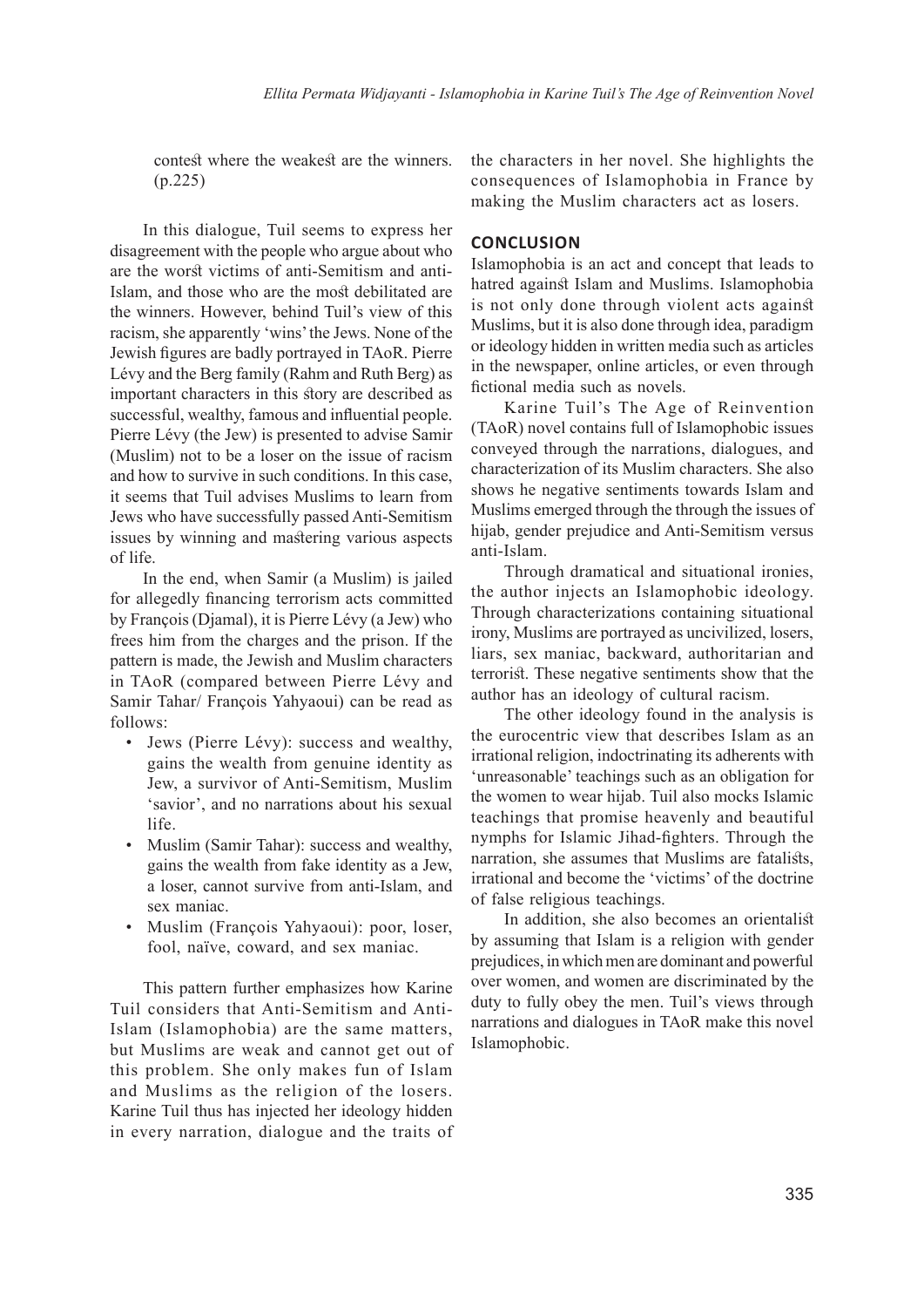contest where the weakest are the winners. (p.225)

In this dialogue, Tuil seems to express her disagreement with the people who argue about who are the worst victims of anti-Semitism and anti-Islam, and those who are the most debilitated are the winners. However, behind Tuil's view of this racism, she apparently 'wins' the Jews. None of the Jewish figures are badly portrayed in TAoR. Pierre Lévy and the Berg family (Rahm and Ruth Berg) as important characters in this story are described as successful, wealthy, famous and influential people. Pierre Lévy (the Jew) is presented to advise Samir (Muslim) not to be a loser on the issue of racism and how to survive in such conditions. In this case, it seems that Tuil advises Muslims to learn from Jews who have successfully passed Anti-Semitism issues by winning and mastering various aspects of life.

In the end, when Samir (a Muslim) is jailed for allegedly financing terrorism acts committed by François (Djamal), it is Pierre Lévy (a Jew) who frees him from the charges and the prison. If the pattern is made, the Jewish and Muslim characters in TAoR (compared between Pierre Lévy and Samir Tahar/ François Yahyaoui) can be read as follows:

- Jews (Pierre Lévy): success and wealthy, gains the wealth from genuine identity as Jew, a survivor of Anti-Semitism, Muslim 'savior', and no narrations about his sexual life.
- Muslim (Samir Tahar): success and wealthy, gains the wealth from fake identity as a Jew, a loser, cannot survive from anti-Islam, and sex maniac.
- Muslim (François Yahyaoui): poor, loser, fool, naïve, coward, and sex maniac.

This pattern further emphasizes how Karine Tuil considers that Anti-Semitism and Anti-Islam (Islamophobia) are the same matters, but Muslims are weak and cannot get out of this problem. She only makes fun of Islam and Muslims as the religion of the losers. Karine Tuil thus has injected her ideology hidden in every narration, dialogue and the traits of the characters in her novel. She highlights the consequences of Islamophobia in France by making the Muslim characters act as losers.

## CONCLUSION

Islamophobia is an act and concept that leads to hatred against Islam and Muslims. Islamophobia is not only done through violent acts against Muslims, but it is also done through idea, paradigm or ideology hidden in written media such as articles in the newspaper, online articles, or even through fictional media such as novels.

Karine Tuil's The Age of Reinvention (TAoR) novel contains full of Islamophobic issues conveyed through the narrations, dialogues, and characterization of its Muslim characters. She also shows he negative sentiments towards Islam and Muslims emerged through the through the issues of hijab, gender prejudice and Anti-Semitism versus anti-Islam.

Through dramatical and situational ironies, the author injects an Islamophobic ideology. Through characterizations containing situational irony, Muslims are portrayed as uncivilized, losers, liars, sex maniac, backward, authoritarian and terrorist. These negative sentiments show that the author has an ideology of cultural racism.

The other ideology found in the analysis is the eurocentric view that describes Islam as an irrational religion, indoctrinating its adherents with 'unreasonable' teachings such as an obligation for the women to wear hijab. Tuil also mocks Islamic teachings that promise heavenly and beautiful nymphs for Islamic Jihad-fighters. Through the narration, she assumes that Muslims are fatalists, irrational and become the 'victims' of the doctrine of false religious teachings.

In addition, she also becomes an orientalist by assuming that Islam is a religion with gender prejudices, in which men are dominant and powerful over women, and women are discriminated by the duty to fully obey the men. Tuil's views through narrations and dialogues in TAoR make this novel Islamophobic.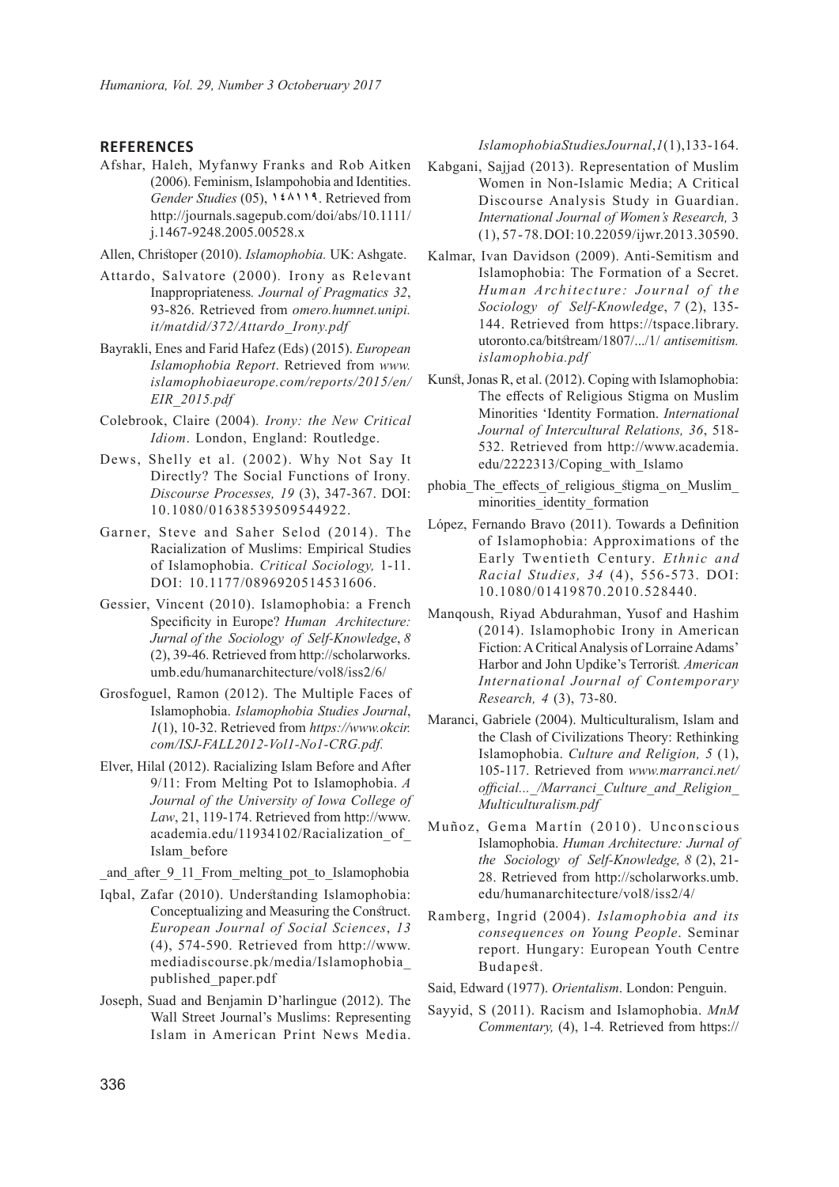## REFERENCES

Afshar, Haleh, Myfanwy Franks and Rob Aitken (2006). Feminism, Islampohobia and Identities. *Gender Studies* (05), ١٤٨١١٩. Retrieved from http://journals.sagepub.com/doi/abs/10.1111/j.1467-9248.2005.00528.x

Allen, Christoper (2010). *Islamophobia.* UK: Ashgate.

Attardo, Salvatore (2000). Irony as Relevant Inappropriateness*. Journal of Pragmatics 32*, 93-826. Retrieved from *omero.humnet.unipi.it/matdid/372/Attardo_Irony.pdf*

Bayrakli, Enes and Farid Hafez (Eds) (2015). *European Islamophobia Report*. Retrieved from *www.islamophobiaeurope.com/reports/2015/en/EIR_2015.pdf*

Colebrook, Claire (2004)*. Irony: the New Critical Idiom*. London, England: Routledge.

Dews, Shelly et al. (2002). Why Not Say It Directly? The Social Functions of Irony*. Discourse Processes, 19* (3), 347-367. DOI: 10.1080/01638539509544922.

Garner, Steve and Saher Selod (2014). The Racialization of Muslims: Empirical Studies of Islamophobia. *Critical Sociology,* 1-11. DOI: 10.1177/0896920514531606.

Gessier, Vincent (2010). Islamophobia: a French Specificity in Europe? *Human Architecture: Jurnal of the Sociology of Self-Knowledge*, *8* (2), 39-46. Retrieved from http://scholarworks.umb.edu/humanarchitecture/vol8/iss2/6/

Grosfoguel, Ramon (2012). The Multiple Faces of Islamophobia. *Islamophobia Studies Journal*, *1*(1), 10-32. Retrieved from *https://www.okcir.com/ISJ-FALL2012-Vol1-No1-CRG.pdf.*

Elver, Hilal (2012). Racializing Islam Before and After 9/11: From Melting Pot to Islamophobia. *A Journal of the University of Iowa College of Law*, 21, 119-174. Retrieved from http://www.academia.edu/11934102/Racialization_of_Islam_before_and_after_9_11_From_melting_pot_to_Islamophobia

Iqbal, Zafar (2010). Understanding Islamophobia: Conceptualizing and Measuring the Construct. *European Journal of Social Sciences*, *13* (4), 574-590. Retrieved from http://www.mediadiscourse.pk/media/Islamophobia_published_paper.pdf

Joseph, Suad and Benjamin D'harlingue (2012). The Wall Street Journal's Muslims: Representing Islam in American Print News Media. *IslamophobiaStudiesJournal*,*1*(1),133-164.

Kabgani, Sajjad (2013). Representation of Muslim Women in Non-Islamic Media; A Critical Discourse Analysis Study in Guardian. *International Journal of Women's Research,* 3 (1), 57-78. DOI: 10.22059/ijwr.2013.30590.

Kalmar, Ivan Davidson (2009). Anti-Semitism and Islamophobia: The Formation of a Secret. *Human Architecture: Journal of the Sociology of Self-Knowledge*, *7* (2), 135-144. Retrieved from https://tspace.library.utoronto.ca/bitstream/1807/.../1/ *antisemitism.islamophobia.pdf*

Kunst, Jonas R, et al. (2012). Coping with Islamophobia: The effects of Religious Stigma on Muslim Minorities 'Identity Formation. *International Journal of Intercultural Relations, 36*, 518-532. Retrieved from http://www.academia.edu/2222313/Coping_with_Islamophobia_The_effects_of_religious_stigma_on_Muslim_minorities_identity_formation

López, Fernando Bravo (2011). Towards a Definition of Islamophobia: Approximations of the Early Twentieth Century. *Ethnic and Racial Studies, 34* (4), 556-573. DOI: 10.1080/01419870.2010.528440.

Manqoush, Riyad Abdurahman, Yusof and Hashim (2014). Islamophobic Irony in American Fiction: A Critical Analysis of Lorraine Adams' Harbor and John Updike's Terrorist*. American International Journal of Contemporary Research, 4* (3), 73-80.

Maranci, Gabriele (2004). Multiculturalism, Islam and the Clash of Civilizations Theory: Rethinking Islamophobia. *Culture and Religion, 5* (1), 105-117. Retrieved from *www.marranci.net/official..._/Marranci_Culture_and_Religion_Multiculturalism.pdf*

Muñoz, Gema Martín (2010). Unconscious Islamophobia. *Human Architecture: Jurnal of the Sociology of Self-Knowledge, 8* (2), 21-28. Retrieved from http://scholarworks.umb.edu/humanarchitecture/vol8/iss2/4/

Ramberg, Ingrid (2004). *Islamophobia and its consequences on Young People*. Seminar report. Hungary: European Youth Centre Budapest.

Said, Edward (1977). *Orientalism*. London: Penguin.

Sayyid, S (2011). Racism and Islamophobia. *MnM Commentary,* (4), 1-4*.* Retrieved from https://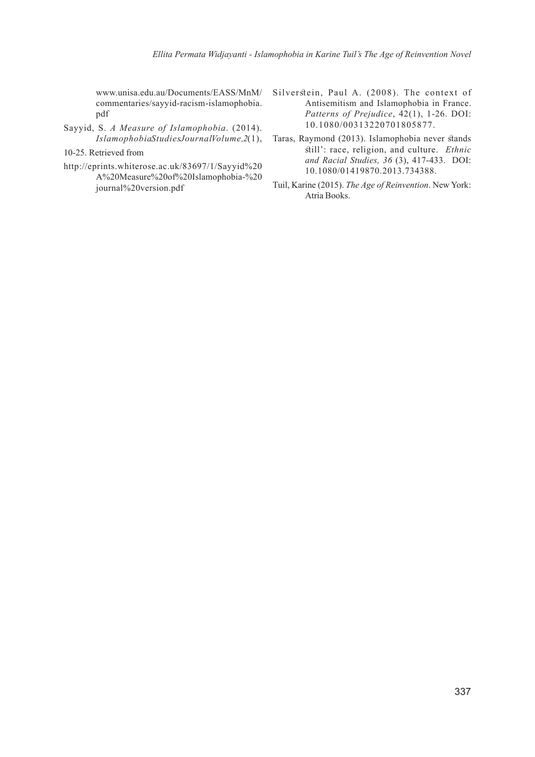www.unisa.edu.au/Documents/EASS/MnM/commentaries/sayyid-racism-islamophobia.pdf

Sayyid, S. *A Measure of Islamophobia*. (2014). *IslamophobiaStudiesJournalVolume,2*(1),

10-25. Retrieved from

http://eprints.whiterose.ac.uk/83697/1/Sayyid%20A%20Measure%20of%20Islamophobia-%20journal%20version.pdf

Silverstein, Paul A. (2008). The context of Antisemitism and Islamophobia in France. *Patterns of Prejudice*, 42(1), 1-26. DOI: 10.1080/00313220701805877.

Taras, Raymond (2013). Islamophobia never stands still': race, religion, and culture. *Ethnic and Racial Studies, 36* (3), 417-433. DOI: 10.1080/01419870.2013.734388.

Tuil, Karine (2015). *The Age of Reinvention*. New York: Atria Books.